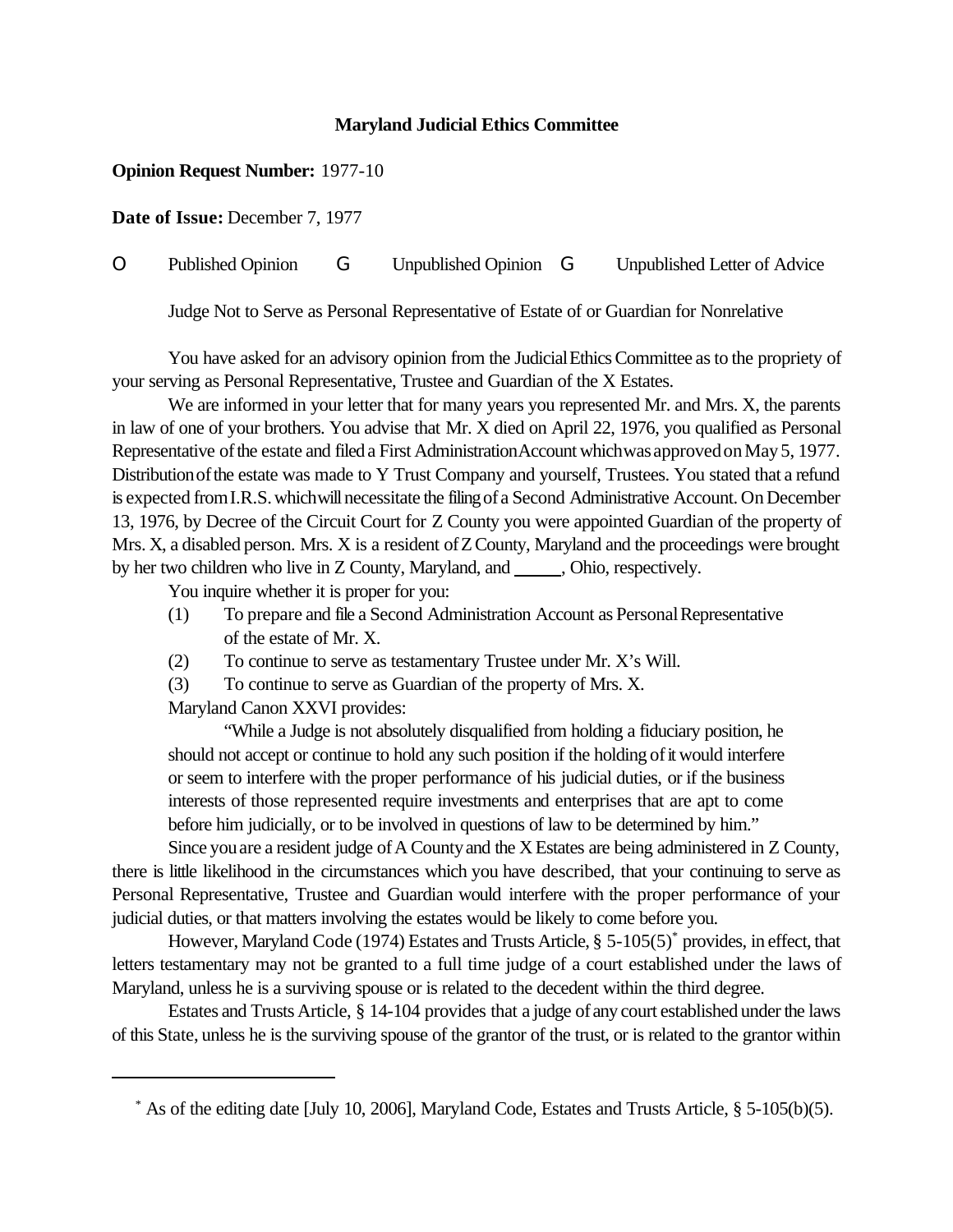**Maryland Judicial Ethics Committee**

**Opinion Request Number:** 1977-10

**Date of Issue:** December 7, 1977

O Published Opinion G Unpublished Opinion G Unpublished Letter of Advice

Judge Not to Serve as Personal Representative of Estate of or Guardian for Nonrelative

You have asked for an advisory opinion from the Judicial Ethics Committee as to the propriety of your serving as Personal Representative, Trustee and Guardian of the X Estates.

We are informed in your letter that for many years you represented Mr. and Mrs. X, the parents in law of one of your brothers. You advise that Mr. X died on April 22, 1976, you qualified as Personal Representative of the estate and filed a First Administration Account which was approved on May 5, 1977. Distribution of the estate was made to Y Trust Company and yourself, Trustees. You stated that a refund is expected from I.R.S. which will necessitate the filing of a Second Administrative Account. On December 13, 1976, by Decree of the Circuit Court for Z County you were appointed Guardian of the property of Mrs. X, a disabled person. Mrs. X is a resident of Z County, Maryland and the proceedings were brought by her two children who live in Z County, Maryland, and _____, Ohio, respectively.

You inquire whether it is proper for you:

(1) To prepare and file a Second Administration Account as Personal Representative of the estate of Mr. X.

(2) To continue to serve as testamentary Trustee under Mr. X's Will.

(3) To continue to serve as Guardian of the property of Mrs. X.

Maryland Canon XXVI provides:

> "While a Judge is not absolutely disqualified from holding a fiduciary position, he should not accept or continue to hold any such position if the holding of it would interfere or seem to interfere with the proper performance of his judicial duties, or if the business interests of those represented require investments and enterprises that are apt to come before him judicially, or to be involved in questions of law to be determined by him."

Since you are a resident judge of A County and the X Estates are being administered in Z County, there is little likelihood in the circumstances which you have described, that your continuing to serve as Personal Representative, Trustee and Guardian would interfere with the proper performance of your judicial duties, or that matters involving the estates would be likely to come before you.

However, Maryland Code (1974) Estates and Trusts Article, § 5-105(5)[*] provides, in effect, that letters testamentary may not be granted to a full time judge of a court established under the laws of Maryland, unless he is a surviving spouse or is related to the decedent within the third degree.

Estates and Trusts Article, § 14-104 provides that a judge of any court established under the laws of this State, unless he is the surviving spouse of the grantor of the trust, or is related to the grantor within

---

[*] As of the editing date [July 10, 2006], Maryland Code, Estates and Trusts Article, § 5-105(b)(5).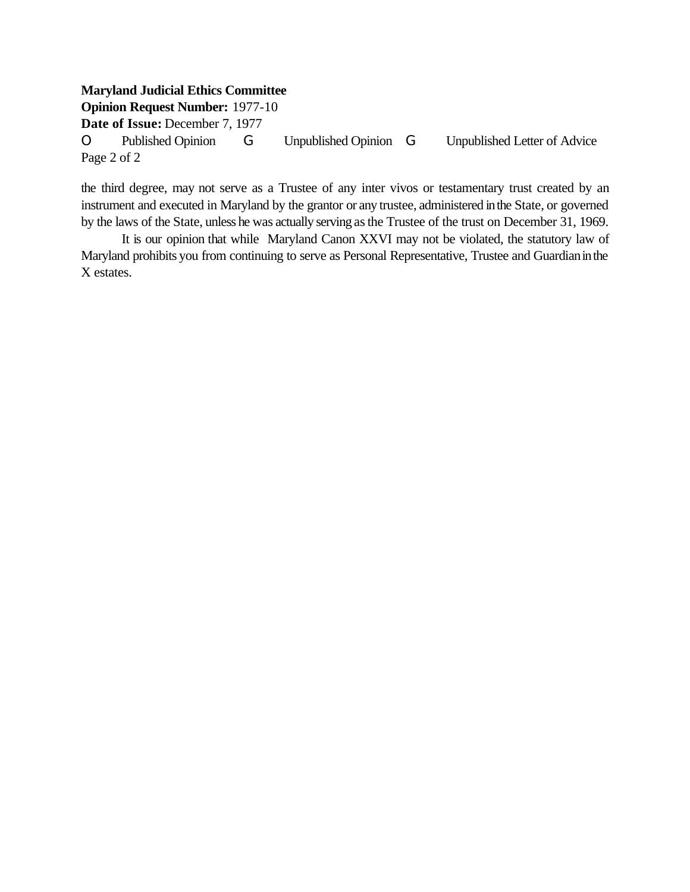the third degree, may not serve as a Trustee of any inter vivos or testamentary trust created by an instrument and executed in Maryland by the grantor or any trustee, administered in the State, or governed by the laws of the State, unless he was actually serving as the Trustee of the trust on December 31, 1969.

It is our opinion that while Maryland Canon XXVI may not be violated, the statutory law of Maryland prohibits you from continuing to serve as Personal Representative, Trustee and Guardian in the X estates.